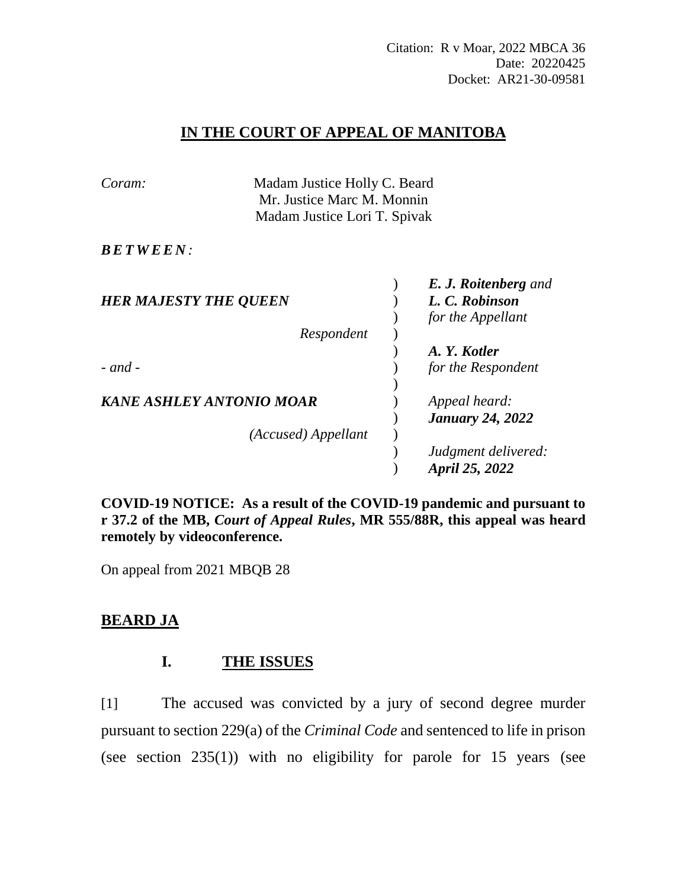Citation: R v Moar, 2022 MBCA 36
Date: 20220425
Docket: AR21-30-09581

# IN THE COURT OF APPEAL OF MANITOBA

*Coram:* Madam Justice Holly C. Beard
Mr. Justice Marc M. Monnin
Madam Justice Lori T. Spivak

***BETWEEN:***

| | |
|---|---|
| ***HER MAJESTY THE QUEEN*** | ***E. J. Roitenberg*** *and* ***L. C. Robinson*** *for the Appellant* |
| *Respondent* | |
| *- and -* | ***A. Y. Kotler*** *for the Respondent* |
| ***KANE ASHLEY ANTONIO MOAR*** | *Appeal heard:* ***January 24, 2022*** |
| *(Accused) Appellant* | *Judgment delivered:* ***April 25, 2022*** |

**COVID-19 NOTICE: As a result of the COVID-19 pandemic and pursuant to r 37.2 of the MB, *Court of Appeal Rules*, MR 555/88R, this appeal was heard remotely by videoconference.**

On appeal from 2021 MBQB 28

## BEARD JA

### I. THE ISSUES

[1] The accused was convicted by a jury of second degree murder pursuant to section 229(a) of the *Criminal Code* and sentenced to life in prison (see section 235(1)) with no eligibility for parole for 15 years (see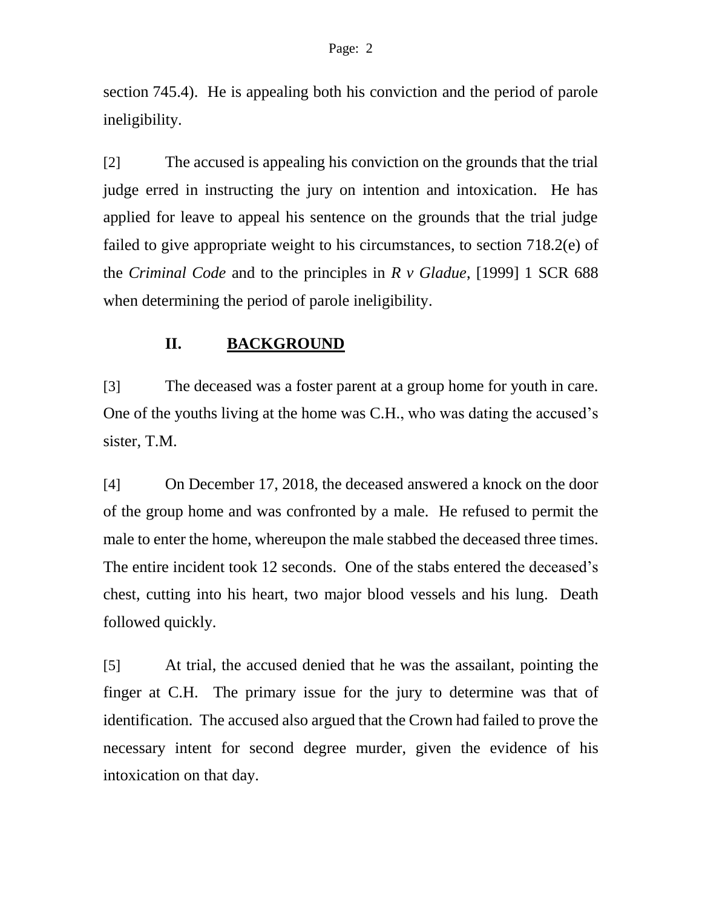section 745.4). He is appealing both his conviction and the period of parole ineligibility.

[2] The accused is appealing his conviction on the grounds that the trial judge erred in instructing the jury on intention and intoxication. He has applied for leave to appeal his sentence on the grounds that the trial judge failed to give appropriate weight to his circumstances, to section 718.2(e) of the *Criminal Code* and to the principles in *R v Gladue*, [1999] 1 SCR 688 when determining the period of parole ineligibility.

## II. BACKGROUND

[3] The deceased was a foster parent at a group home for youth in care. One of the youths living at the home was C.H., who was dating the accused's sister, T.M.

[4] On December 17, 2018, the deceased answered a knock on the door of the group home and was confronted by a male. He refused to permit the male to enter the home, whereupon the male stabbed the deceased three times. The entire incident took 12 seconds. One of the stabs entered the deceased's chest, cutting into his heart, two major blood vessels and his lung. Death followed quickly.

[5] At trial, the accused denied that he was the assailant, pointing the finger at C.H. The primary issue for the jury to determine was that of identification. The accused also argued that the Crown had failed to prove the necessary intent for second degree murder, given the evidence of his intoxication on that day.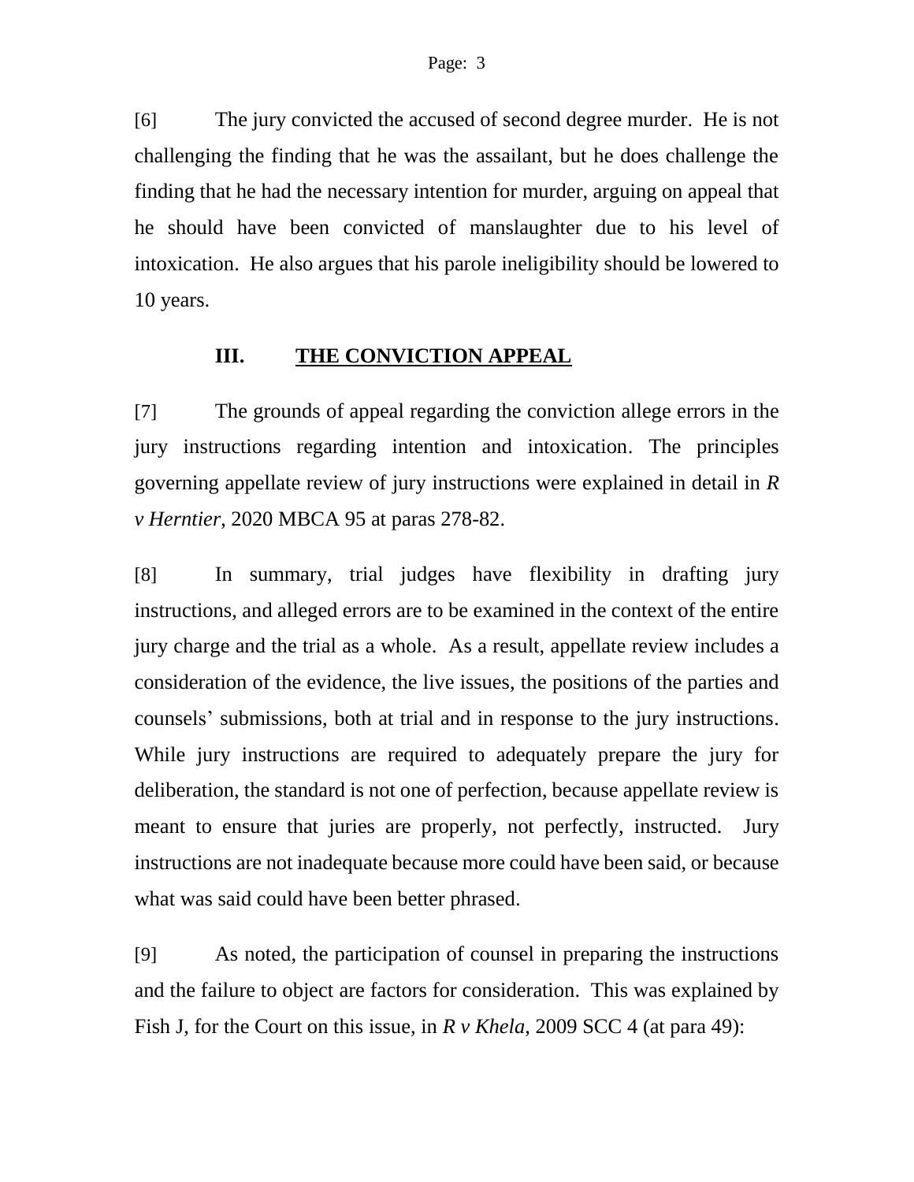[6] The jury convicted the accused of second degree murder. He is not challenging the finding that he was the assailant, but he does challenge the finding that he had the necessary intention for murder, arguing on appeal that he should have been convicted of manslaughter due to his level of intoxication. He also argues that his parole ineligibility should be lowered to 10 years.

## III. <u>THE CONVICTION APPEAL</u>

[7] The grounds of appeal regarding the conviction allege errors in the jury instructions regarding intention and intoxication. The principles governing appellate review of jury instructions were explained in detail in *R v Herntier*, 2020 MBCA 95 at paras 278-82.

[8] In summary, trial judges have flexibility in drafting jury instructions, and alleged errors are to be examined in the context of the entire jury charge and the trial as a whole. As a result, appellate review includes a consideration of the evidence, the live issues, the positions of the parties and counsels' submissions, both at trial and in response to the jury instructions. While jury instructions are required to adequately prepare the jury for deliberation, the standard is not one of perfection, because appellate review is meant to ensure that juries are properly, not perfectly, instructed. Jury instructions are not inadequate because more could have been said, or because what was said could have been better phrased.

[9] As noted, the participation of counsel in preparing the instructions and the failure to object are factors for consideration. This was explained by Fish J, for the Court on this issue, in *R v Khela*, 2009 SCC 4 (at para 49):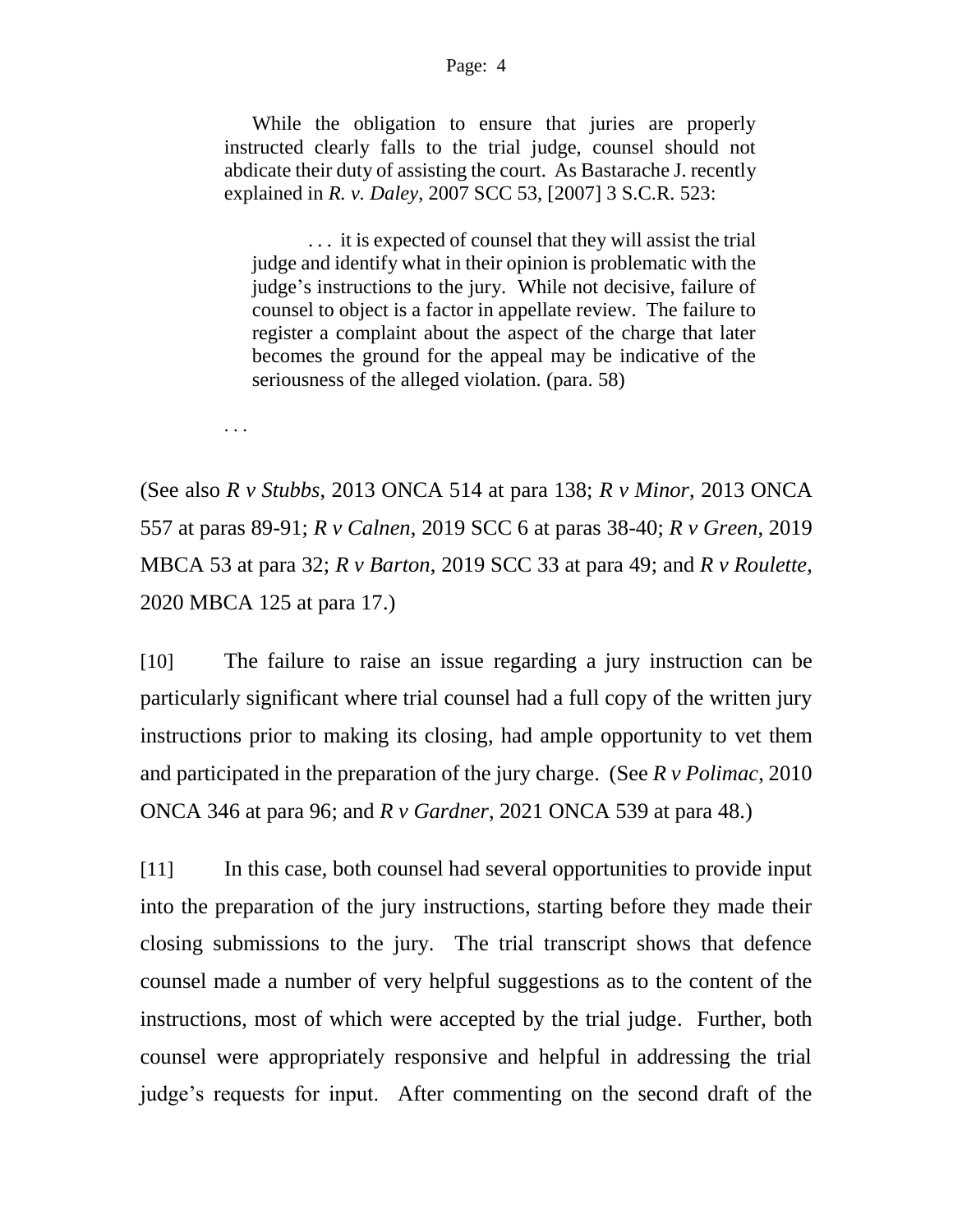> While the obligation to ensure that juries are properly instructed clearly falls to the trial judge, counsel should not abdicate their duty of assisting the court. As Bastarache J. recently explained in *R. v. Daley*, 2007 SCC 53, [2007] 3 S.C.R. 523:
>
> > . . . it is expected of counsel that they will assist the trial judge and identify what in their opinion is problematic with the judge's instructions to the jury. While not decisive, failure of counsel to object is a factor in appellate review. The failure to register a complaint about the aspect of the charge that later becomes the ground for the appeal may be indicative of the seriousness of the alleged violation. (para. 58)
>
> . . .

(See also *R v Stubbs*, 2013 ONCA 514 at para 138; *R v Minor*, 2013 ONCA 557 at paras 89-91; *R v Calnen*, 2019 SCC 6 at paras 38-40; *R v Green*, 2019 MBCA 53 at para 32; *R v Barton*, 2019 SCC 33 at para 49; and *R v Roulette*, 2020 MBCA 125 at para 17.)

[10] The failure to raise an issue regarding a jury instruction can be particularly significant where trial counsel had a full copy of the written jury instructions prior to making its closing, had ample opportunity to vet them and participated in the preparation of the jury charge. (See *R v Polimac*, 2010 ONCA 346 at para 96; and *R v Gardner*, 2021 ONCA 539 at para 48.)

[11] In this case, both counsel had several opportunities to provide input into the preparation of the jury instructions, starting before they made their closing submissions to the jury. The trial transcript shows that defence counsel made a number of very helpful suggestions as to the content of the instructions, most of which were accepted by the trial judge. Further, both counsel were appropriately responsive and helpful in addressing the trial judge's requests for input. After commenting on the second draft of the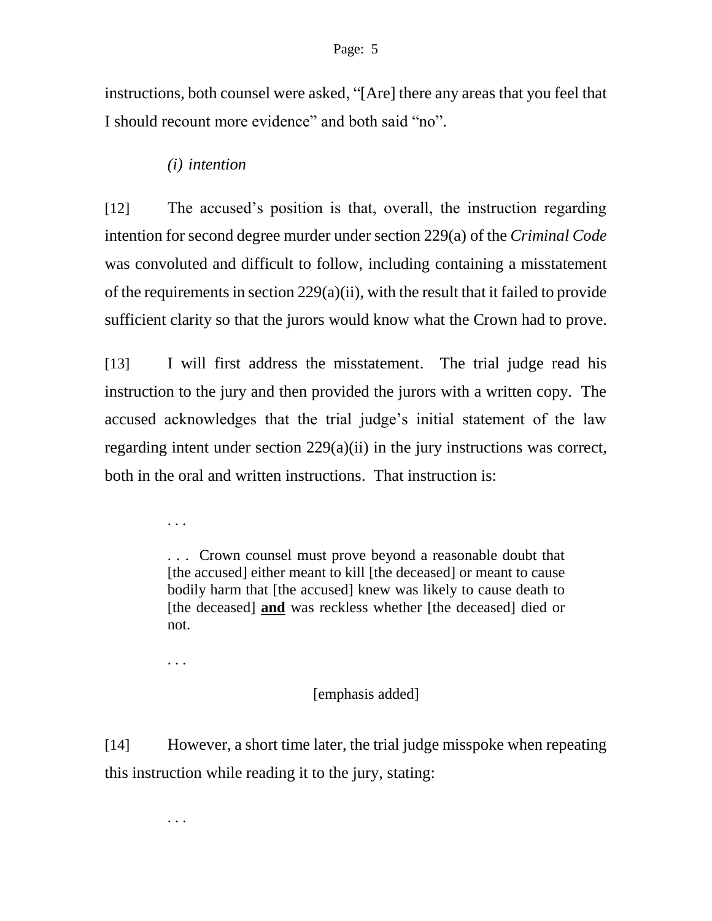instructions, both counsel were asked, "[Are] there any areas that you feel that I should recount more evidence" and both said "no".

*(i) intention*

[12] The accused's position is that, overall, the instruction regarding intention for second degree murder under section 229(a) of the *Criminal Code* was convoluted and difficult to follow, including containing a misstatement of the requirements in section 229(a)(ii), with the result that it failed to provide sufficient clarity so that the jurors would know what the Crown had to prove.

[13] I will first address the misstatement. The trial judge read his instruction to the jury and then provided the jurors with a written copy. The accused acknowledges that the trial judge's initial statement of the law regarding intent under section 229(a)(ii) in the jury instructions was correct, both in the oral and written instructions. That instruction is:

> . . .
>
> . . . Crown counsel must prove beyond a reasonable doubt that [the accused] either meant to kill [the deceased] or meant to cause bodily harm that [the accused] knew was likely to cause death to [the deceased] **and** was reckless whether [the deceased] died or not.
>
> . . .
>
> [emphasis added]

[14] However, a short time later, the trial judge misspoke when repeating this instruction while reading it to the jury, stating:

> . . .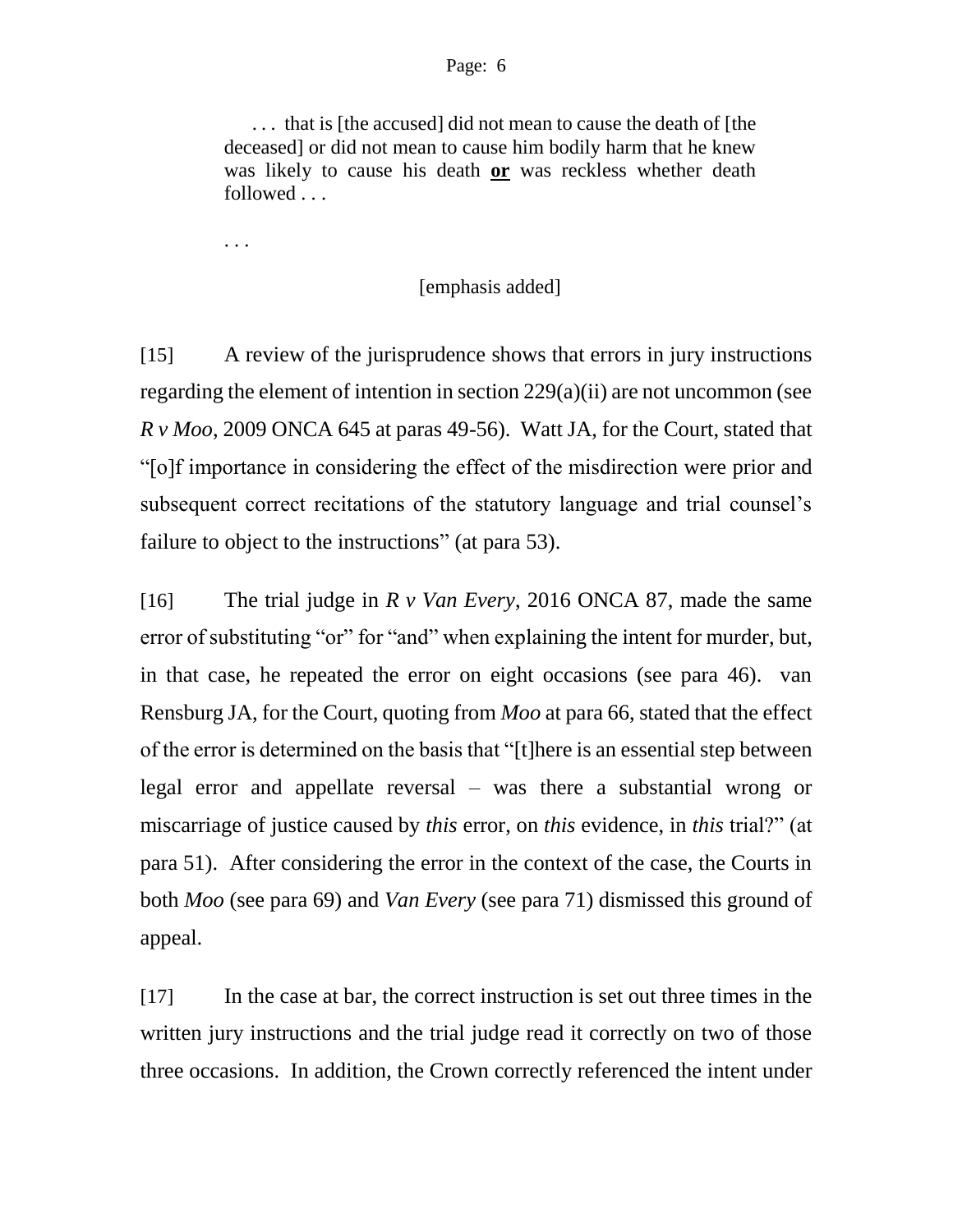> . . . that is [the accused] did not mean to cause the death of [the deceased] or did not mean to cause him bodily harm that he knew was likely to cause his death **or** was reckless whether death followed . . .
>
> . . .
>
> [emphasis added]

[15] A review of the jurisprudence shows that errors in jury instructions regarding the element of intention in section 229(a)(ii) are not uncommon (see *R v Moo*, 2009 ONCA 645 at paras 49-56). Watt JA, for the Court, stated that "[o]f importance in considering the effect of the misdirection were prior and subsequent correct recitations of the statutory language and trial counsel's failure to object to the instructions" (at para 53).

[16] The trial judge in *R v Van Every*, 2016 ONCA 87, made the same error of substituting "or" for "and" when explaining the intent for murder, but, in that case, he repeated the error on eight occasions (see para 46). van Rensburg JA, for the Court, quoting from *Moo* at para 66, stated that the effect of the error is determined on the basis that "[t]here is an essential step between legal error and appellate reversal – was there a substantial wrong or miscarriage of justice caused by *this* error, on *this* evidence, in *this* trial?" (at para 51). After considering the error in the context of the case, the Courts in both *Moo* (see para 69) and *Van Every* (see para 71) dismissed this ground of appeal.

[17] In the case at bar, the correct instruction is set out three times in the written jury instructions and the trial judge read it correctly on two of those three occasions. In addition, the Crown correctly referenced the intent under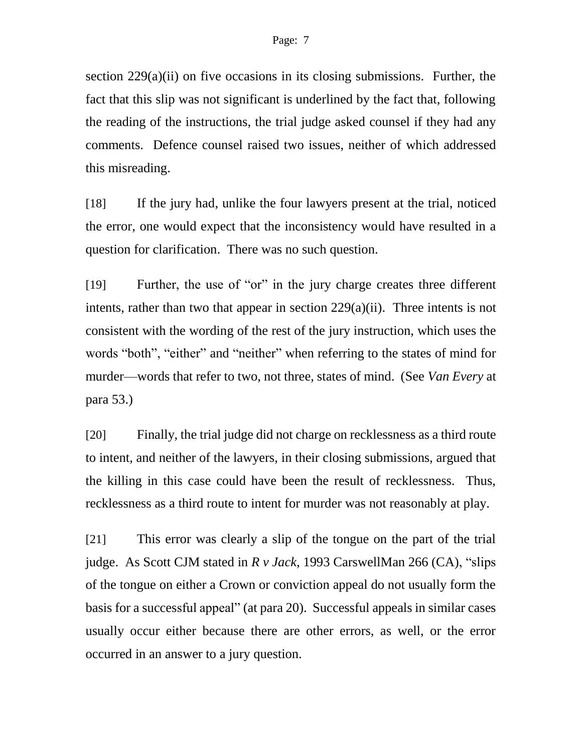section 229(a)(ii) on five occasions in its closing submissions. Further, the fact that this slip was not significant is underlined by the fact that, following the reading of the instructions, the trial judge asked counsel if they had any comments. Defence counsel raised two issues, neither of which addressed this misreading.

[18] If the jury had, unlike the four lawyers present at the trial, noticed the error, one would expect that the inconsistency would have resulted in a question for clarification. There was no such question.

[19] Further, the use of "or" in the jury charge creates three different intents, rather than two that appear in section 229(a)(ii). Three intents is not consistent with the wording of the rest of the jury instruction, which uses the words "both", "either" and "neither" when referring to the states of mind for murder—words that refer to two, not three, states of mind. (See *Van Every* at para 53.)

[20] Finally, the trial judge did not charge on recklessness as a third route to intent, and neither of the lawyers, in their closing submissions, argued that the killing in this case could have been the result of recklessness. Thus, recklessness as a third route to intent for murder was not reasonably at play.

[21] This error was clearly a slip of the tongue on the part of the trial judge. As Scott CJM stated in *R v Jack*, 1993 CarswellMan 266 (CA), "slips of the tongue on either a Crown or conviction appeal do not usually form the basis for a successful appeal" (at para 20). Successful appeals in similar cases usually occur either because there are other errors, as well, or the error occurred in an answer to a jury question.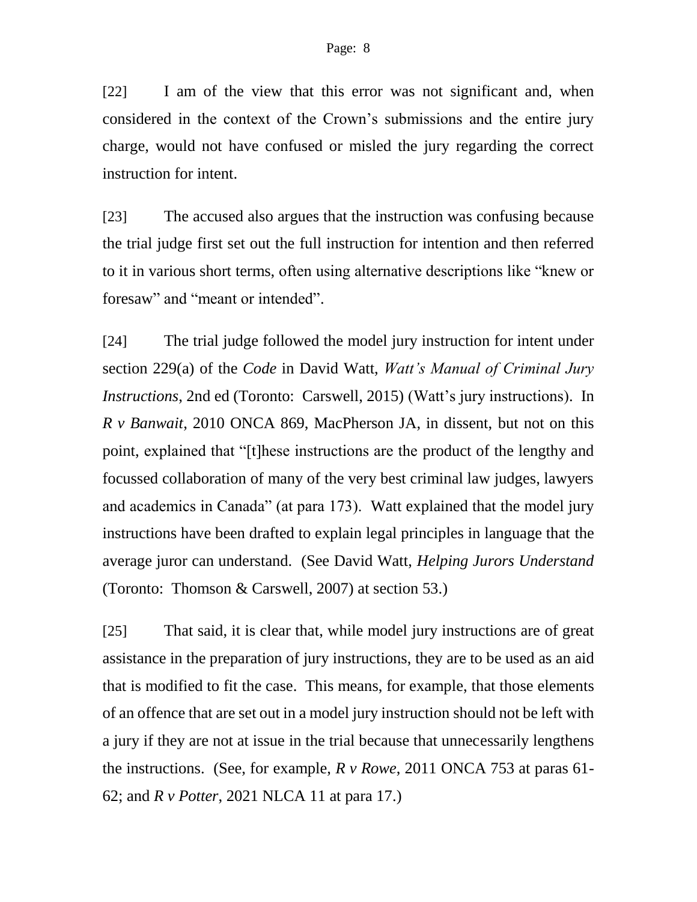[22] I am of the view that this error was not significant and, when considered in the context of the Crown's submissions and the entire jury charge, would not have confused or misled the jury regarding the correct instruction for intent.

[23] The accused also argues that the instruction was confusing because the trial judge first set out the full instruction for intention and then referred to it in various short terms, often using alternative descriptions like "knew or foresaw" and "meant or intended".

[24] The trial judge followed the model jury instruction for intent under section 229(a) of the *Code* in David Watt, *Watt's Manual of Criminal Jury Instructions*, 2nd ed (Toronto: Carswell, 2015) (Watt's jury instructions). In *R v Banwait*, 2010 ONCA 869, MacPherson JA, in dissent, but not on this point, explained that "[t]hese instructions are the product of the lengthy and focussed collaboration of many of the very best criminal law judges, lawyers and academics in Canada" (at para 173). Watt explained that the model jury instructions have been drafted to explain legal principles in language that the average juror can understand. (See David Watt, *Helping Jurors Understand* (Toronto: Thomson & Carswell, 2007) at section 53.)

[25] That said, it is clear that, while model jury instructions are of great assistance in the preparation of jury instructions, they are to be used as an aid that is modified to fit the case. This means, for example, that those elements of an offence that are set out in a model jury instruction should not be left with a jury if they are not at issue in the trial because that unnecessarily lengthens the instructions. (See, for example, *R v Rowe*, 2011 ONCA 753 at paras 61-62; and *R v Potter*, 2021 NLCA 11 at para 17.)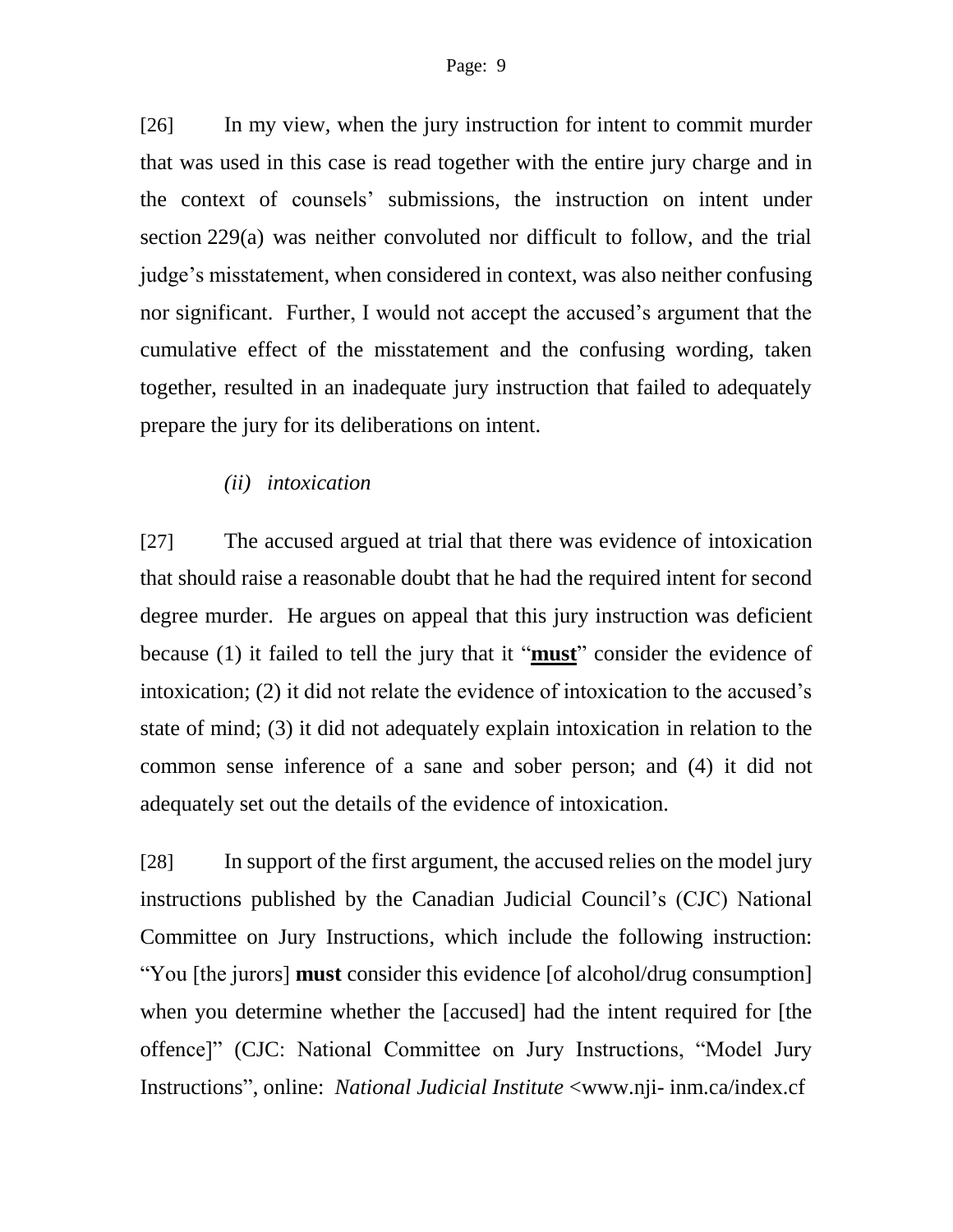[26] In my view, when the jury instruction for intent to commit murder that was used in this case is read together with the entire jury charge and in the context of counsels' submissions, the instruction on intent under section 229(a) was neither convoluted nor difficult to follow, and the trial judge's misstatement, when considered in context, was also neither confusing nor significant. Further, I would not accept the accused's argument that the cumulative effect of the misstatement and the confusing wording, taken together, resulted in an inadequate jury instruction that failed to adequately prepare the jury for its deliberations on intent.

*(ii) intoxication*

[27] The accused argued at trial that there was evidence of intoxication that should raise a reasonable doubt that he had the required intent for second degree murder. He argues on appeal that this jury instruction was deficient because (1) it failed to tell the jury that it "<u>**must**</u>" consider the evidence of intoxication; (2) it did not relate the evidence of intoxication to the accused's state of mind; (3) it did not adequately explain intoxication in relation to the common sense inference of a sane and sober person; and (4) it did not adequately set out the details of the evidence of intoxication.

[28] In support of the first argument, the accused relies on the model jury instructions published by the Canadian Judicial Council's (CJC) National Committee on Jury Instructions, which include the following instruction: "You [the jurors] **must** consider this evidence [of alcohol/drug consumption] when you determine whether the [accused] had the intent required for [the offence]" (CJC: National Committee on Jury Instructions, "Model Jury Instructions", online: *National Judicial Institute* <www.nji- inm.ca/index.cf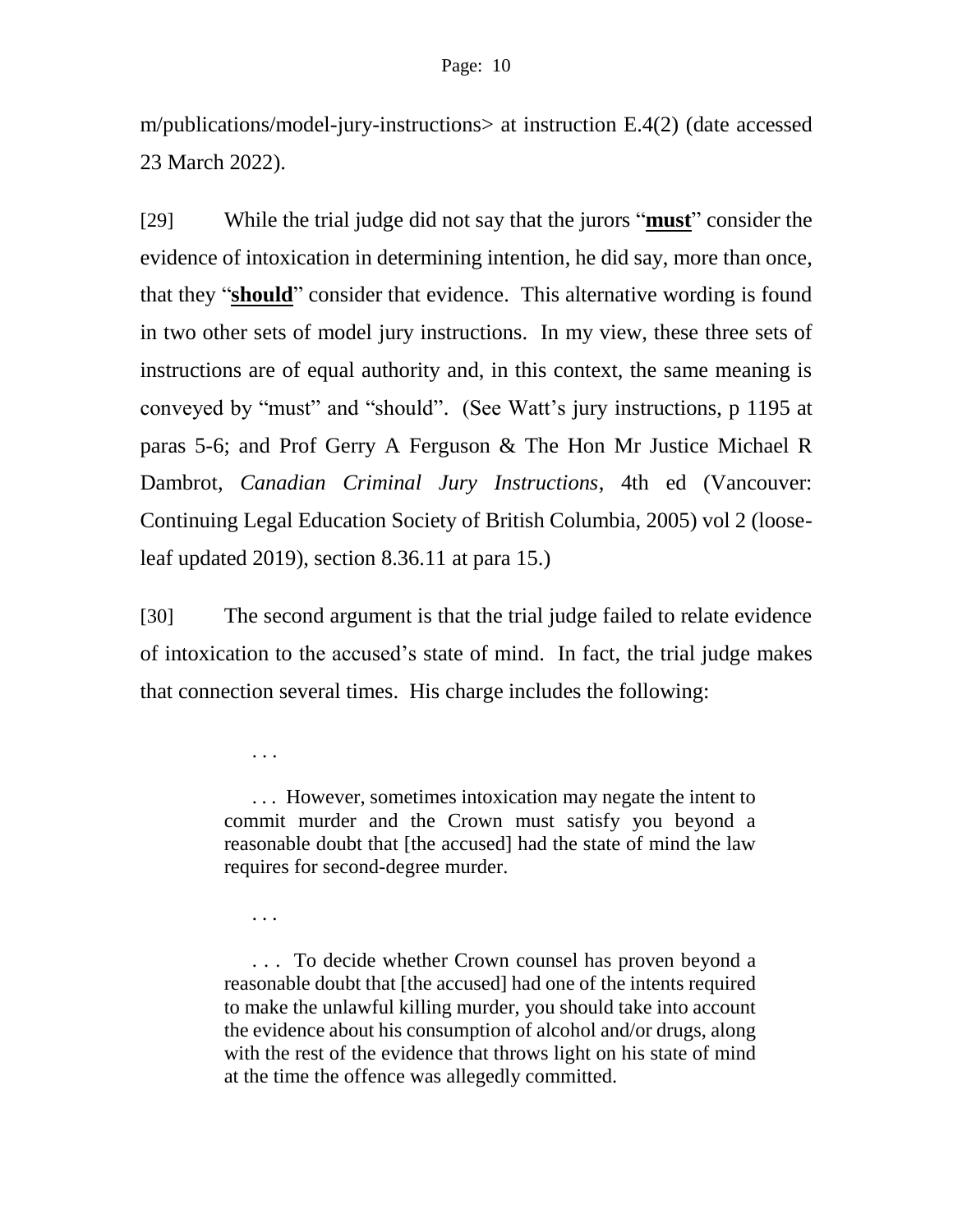m/publications/model-jury-instructions> at instruction E.4(2) (date accessed 23 March 2022).

[29] While the trial judge did not say that the jurors "**must**" consider the evidence of intoxication in determining intention, he did say, more than once, that they "**should**" consider that evidence. This alternative wording is found in two other sets of model jury instructions. In my view, these three sets of instructions are of equal authority and, in this context, the same meaning is conveyed by "must" and "should". (See Watt's jury instructions, p 1195 at paras 5-6; and Prof Gerry A Ferguson & The Hon Mr Justice Michael R Dambrot, *Canadian Criminal Jury Instructions*, 4th ed (Vancouver: Continuing Legal Education Society of British Columbia, 2005) vol 2 (loose-leaf updated 2019), section 8.36.11 at para 15.)

[30] The second argument is that the trial judge failed to relate evidence of intoxication to the accused's state of mind. In fact, the trial judge makes that connection several times. His charge includes the following:

> . . .
>
> . . . However, sometimes intoxication may negate the intent to commit murder and the Crown must satisfy you beyond a reasonable doubt that [the accused] had the state of mind the law requires for second-degree murder.
>
> . . .
>
> . . . To decide whether Crown counsel has proven beyond a reasonable doubt that [the accused] had one of the intents required to make the unlawful killing murder, you should take into account the evidence about his consumption of alcohol and/or drugs, along with the rest of the evidence that throws light on his state of mind at the time the offence was allegedly committed.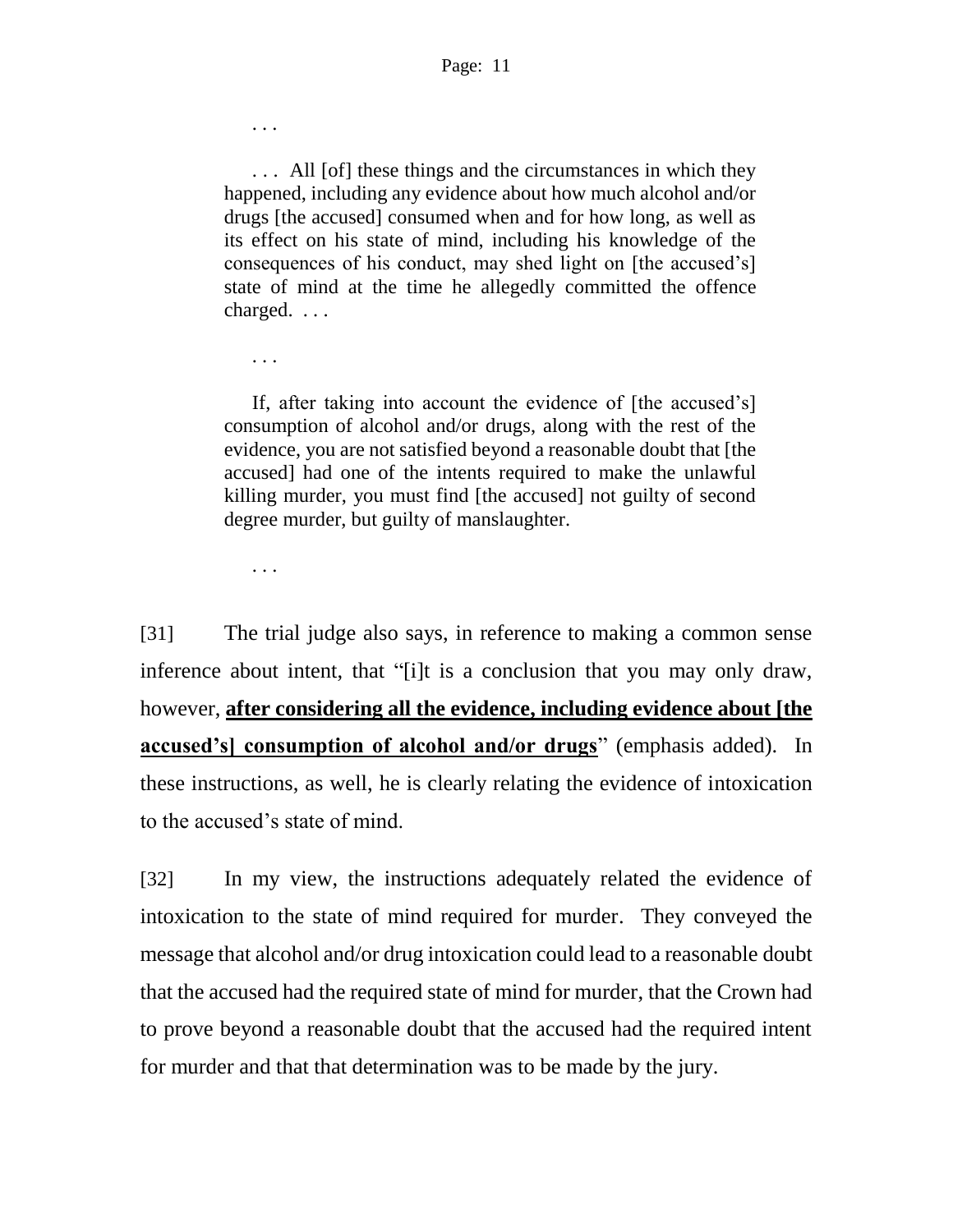> . . .
>
> . . . All [of] these things and the circumstances in which they happened, including any evidence about how much alcohol and/or drugs [the accused] consumed when and for how long, as well as its effect on his state of mind, including his knowledge of the consequences of his conduct, may shed light on [the accused's] state of mind at the time he allegedly committed the offence charged. . . .
>
> . . .
>
> If, after taking into account the evidence of [the accused's] consumption of alcohol and/or drugs, along with the rest of the evidence, you are not satisfied beyond a reasonable doubt that [the accused] had one of the intents required to make the unlawful killing murder, you must find [the accused] not guilty of second degree murder, but guilty of manslaughter.
>
> . . .

[31] The trial judge also says, in reference to making a common sense inference about intent, that "[i]t is a conclusion that you may only draw, however, **after considering all the evidence, including evidence about [the accused's] consumption of alcohol and/or drugs**" (emphasis added). In these instructions, as well, he is clearly relating the evidence of intoxication to the accused's state of mind.

[32] In my view, the instructions adequately related the evidence of intoxication to the state of mind required for murder. They conveyed the message that alcohol and/or drug intoxication could lead to a reasonable doubt that the accused had the required state of mind for murder, that the Crown had to prove beyond a reasonable doubt that the accused had the required intent for murder and that that determination was to be made by the jury.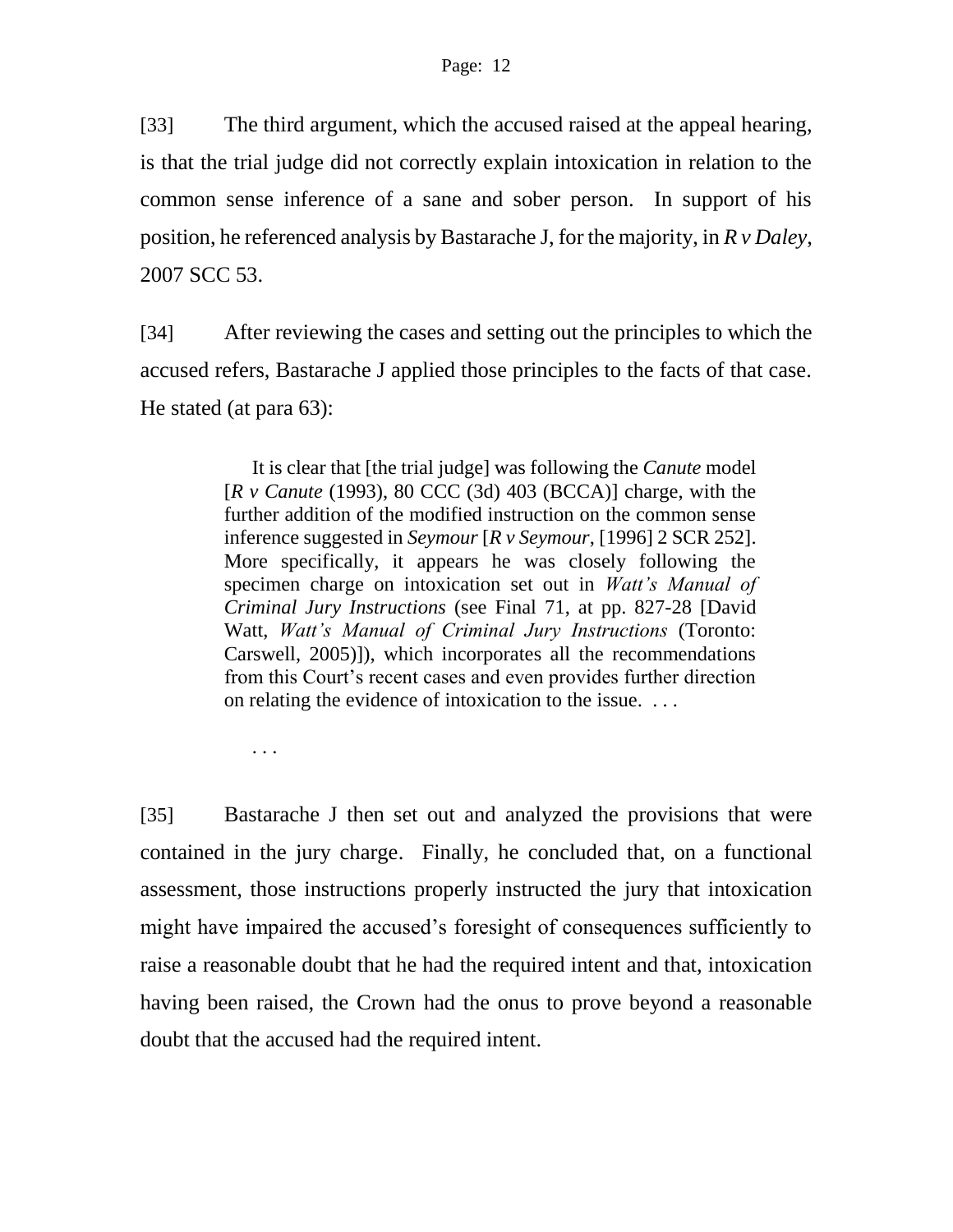[33] The third argument, which the accused raised at the appeal hearing, is that the trial judge did not correctly explain intoxication in relation to the common sense inference of a sane and sober person. In support of his position, he referenced analysis by Bastarache J, for the majority, in *R v Daley*, 2007 SCC 53.

[34] After reviewing the cases and setting out the principles to which the accused refers, Bastarache J applied those principles to the facts of that case. He stated (at para 63):

> It is clear that [the trial judge] was following the *Canute* model [*R v Canute* (1993), 80 CCC (3d) 403 (BCCA)] charge, with the further addition of the modified instruction on the common sense inference suggested in *Seymour* [*R v Seymour*, [1996] 2 SCR 252]. More specifically, it appears he was closely following the specimen charge on intoxication set out in *Watt's Manual of Criminal Jury Instructions* (see Final 71, at pp. 827-28 [David Watt, *Watt's Manual of Criminal Jury Instructions* (Toronto: Carswell, 2005)]), which incorporates all the recommendations from this Court's recent cases and even provides further direction on relating the evidence of intoxication to the issue. . . .
>
> . . .

[35] Bastarache J then set out and analyzed the provisions that were contained in the jury charge. Finally, he concluded that, on a functional assessment, those instructions properly instructed the jury that intoxication might have impaired the accused's foresight of consequences sufficiently to raise a reasonable doubt that he had the required intent and that, intoxication having been raised, the Crown had the onus to prove beyond a reasonable doubt that the accused had the required intent.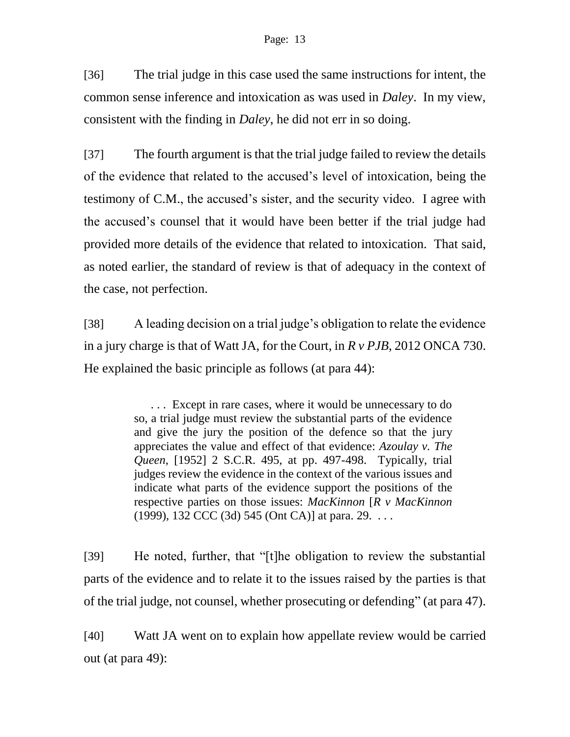[36] The trial judge in this case used the same instructions for intent, the common sense inference and intoxication as was used in *Daley*. In my view, consistent with the finding in *Daley*, he did not err in so doing.

[37] The fourth argument is that the trial judge failed to review the details of the evidence that related to the accused's level of intoxication, being the testimony of C.M., the accused's sister, and the security video. I agree with the accused's counsel that it would have been better if the trial judge had provided more details of the evidence that related to intoxication. That said, as noted earlier, the standard of review is that of adequacy in the context of the case, not perfection.

[38] A leading decision on a trial judge's obligation to relate the evidence in a jury charge is that of Watt JA, for the Court, in *R v PJB*, 2012 ONCA 730. He explained the basic principle as follows (at para 44):

> . . . Except in rare cases, where it would be unnecessary to do so, a trial judge must review the substantial parts of the evidence and give the jury the position of the defence so that the jury appreciates the value and effect of that evidence: *Azoulay v. The Queen*, [1952] 2 S.C.R. 495, at pp. 497-498. Typically, trial judges review the evidence in the context of the various issues and indicate what parts of the evidence support the positions of the respective parties on those issues: *MacKinnon* [*R v MacKinnon* (1999), 132 CCC (3d) 545 (Ont CA)] at para. 29. . . .

[39] He noted, further, that "[t]he obligation to review the substantial parts of the evidence and to relate it to the issues raised by the parties is that of the trial judge, not counsel, whether prosecuting or defending" (at para 47).

[40] Watt JA went on to explain how appellate review would be carried out (at para 49):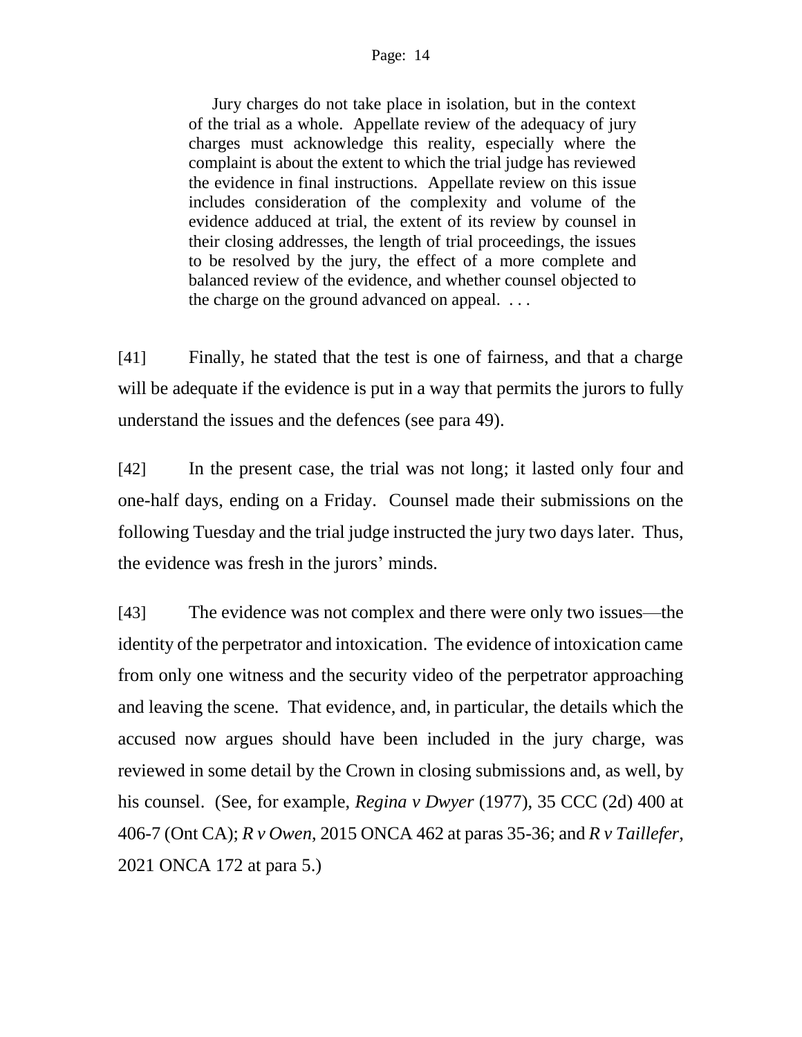> Jury charges do not take place in isolation, but in the context of the trial as a whole. Appellate review of the adequacy of jury charges must acknowledge this reality, especially where the complaint is about the extent to which the trial judge has reviewed the evidence in final instructions. Appellate review on this issue includes consideration of the complexity and volume of the evidence adduced at trial, the extent of its review by counsel in their closing addresses, the length of trial proceedings, the issues to be resolved by the jury, the effect of a more complete and balanced review of the evidence, and whether counsel objected to the charge on the ground advanced on appeal. . . .

[41] Finally, he stated that the test is one of fairness, and that a charge will be adequate if the evidence is put in a way that permits the jurors to fully understand the issues and the defences (see para 49).

[42] In the present case, the trial was not long; it lasted only four and one-half days, ending on a Friday. Counsel made their submissions on the following Tuesday and the trial judge instructed the jury two days later. Thus, the evidence was fresh in the jurors' minds.

[43] The evidence was not complex and there were only two issues—the identity of the perpetrator and intoxication. The evidence of intoxication came from only one witness and the security video of the perpetrator approaching and leaving the scene. That evidence, and, in particular, the details which the accused now argues should have been included in the jury charge, was reviewed in some detail by the Crown in closing submissions and, as well, by his counsel. (See, for example, *Regina v Dwyer* (1977), 35 CCC (2d) 400 at 406-7 (Ont CA); *R v Owen*, 2015 ONCA 462 at paras 35-36; and *R v Taillefer*, 2021 ONCA 172 at para 5.)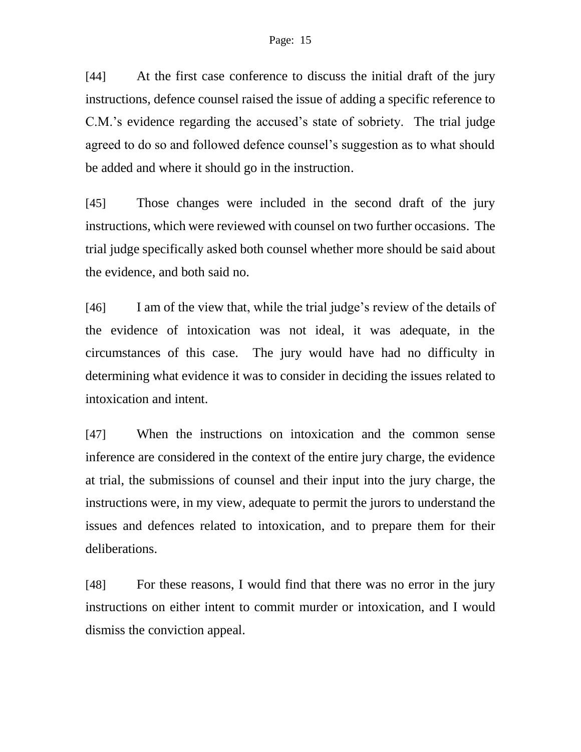[44] At the first case conference to discuss the initial draft of the jury instructions, defence counsel raised the issue of adding a specific reference to C.M.'s evidence regarding the accused's state of sobriety. The trial judge agreed to do so and followed defence counsel's suggestion as to what should be added and where it should go in the instruction.

[45] Those changes were included in the second draft of the jury instructions, which were reviewed with counsel on two further occasions. The trial judge specifically asked both counsel whether more should be said about the evidence, and both said no.

[46] I am of the view that, while the trial judge's review of the details of the evidence of intoxication was not ideal, it was adequate, in the circumstances of this case. The jury would have had no difficulty in determining what evidence it was to consider in deciding the issues related to intoxication and intent.

[47] When the instructions on intoxication and the common sense inference are considered in the context of the entire jury charge, the evidence at trial, the submissions of counsel and their input into the jury charge, the instructions were, in my view, adequate to permit the jurors to understand the issues and defences related to intoxication, and to prepare them for their deliberations.

[48] For these reasons, I would find that there was no error in the jury instructions on either intent to commit murder or intoxication, and I would dismiss the conviction appeal.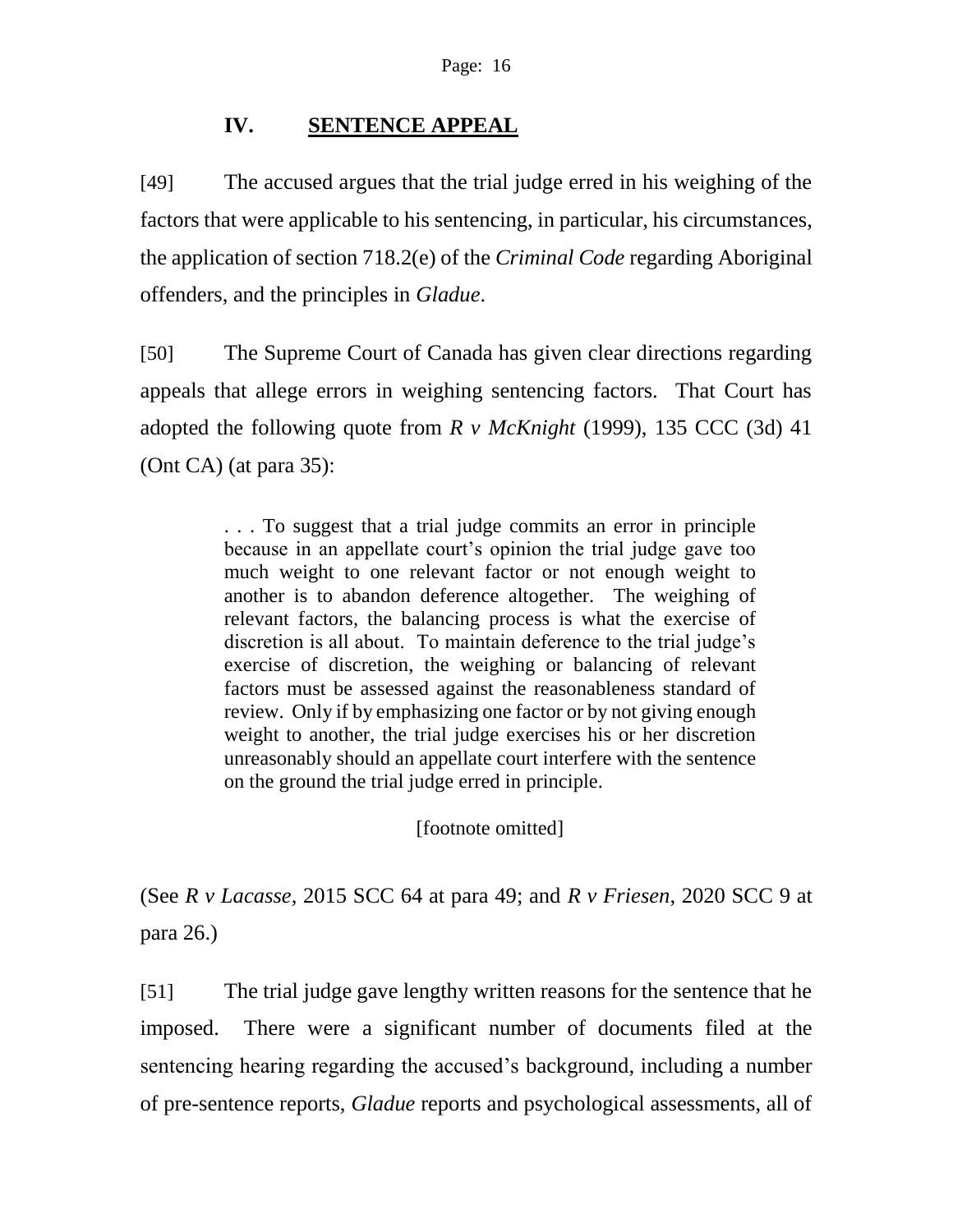## IV. <u>SENTENCE APPEAL</u>

[49] The accused argues that the trial judge erred in his weighing of the factors that were applicable to his sentencing, in particular, his circumstances, the application of section 718.2(e) of the *Criminal Code* regarding Aboriginal offenders, and the principles in *Gladue*.

[50] The Supreme Court of Canada has given clear directions regarding appeals that allege errors in weighing sentencing factors. That Court has adopted the following quote from *R v McKnight* (1999), 135 CCC (3d) 41 (Ont CA) (at para 35):

> . . . To suggest that a trial judge commits an error in principle because in an appellate court's opinion the trial judge gave too much weight to one relevant factor or not enough weight to another is to abandon deference altogether. The weighing of relevant factors, the balancing process is what the exercise of discretion is all about. To maintain deference to the trial judge's exercise of discretion, the weighing or balancing of relevant factors must be assessed against the reasonableness standard of review. Only if by emphasizing one factor or by not giving enough weight to another, the trial judge exercises his or her discretion unreasonably should an appellate court interfere with the sentence on the ground the trial judge erred in principle.
>
> [footnote omitted]

(See *R v Lacasse*, 2015 SCC 64 at para 49; and *R v Friesen*, 2020 SCC 9 at para 26.)

[51] The trial judge gave lengthy written reasons for the sentence that he imposed. There were a significant number of documents filed at the sentencing hearing regarding the accused's background, including a number of pre-sentence reports, *Gladue* reports and psychological assessments, all of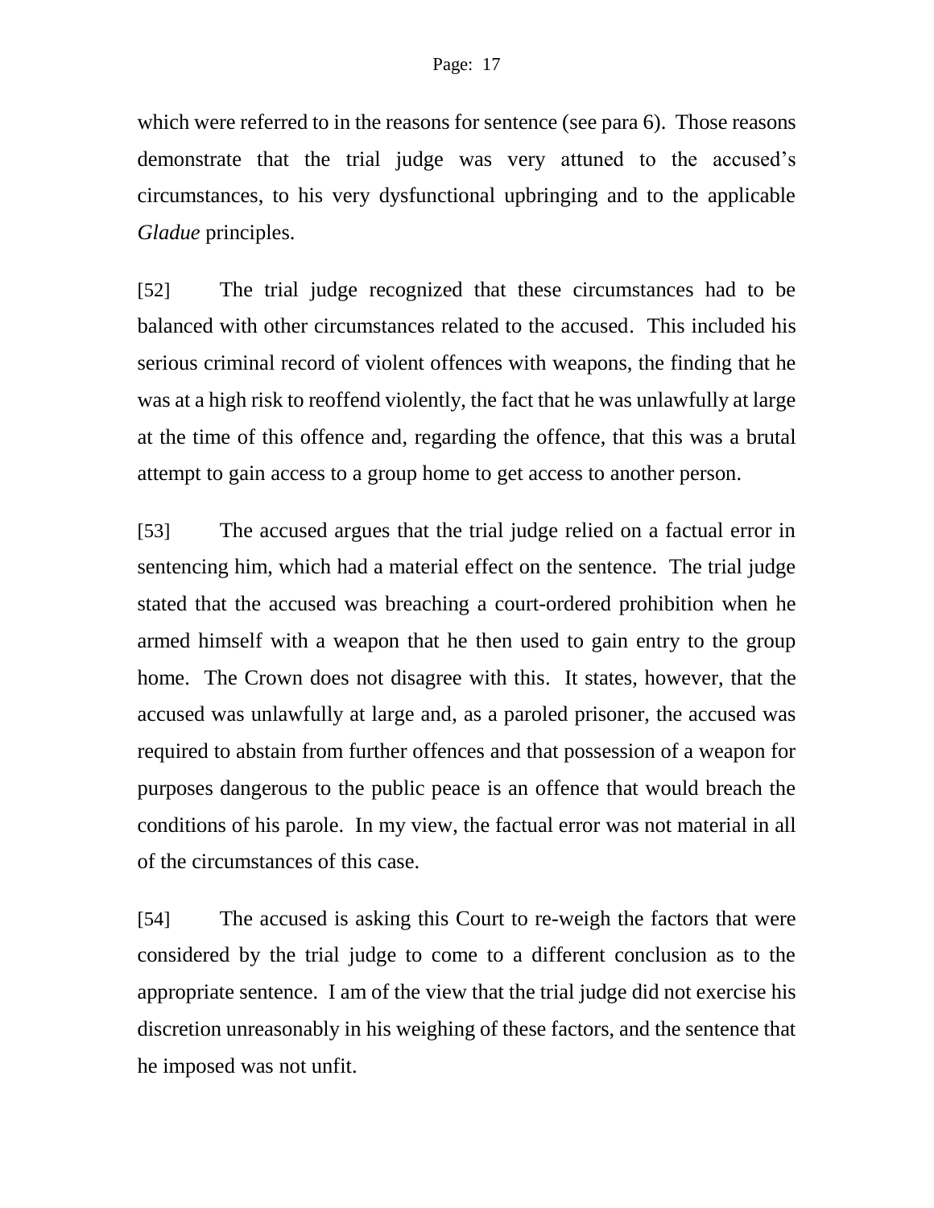which were referred to in the reasons for sentence (see para 6). Those reasons demonstrate that the trial judge was very attuned to the accused's circumstances, to his very dysfunctional upbringing and to the applicable *Gladue* principles.

[52] The trial judge recognized that these circumstances had to be balanced with other circumstances related to the accused. This included his serious criminal record of violent offences with weapons, the finding that he was at a high risk to reoffend violently, the fact that he was unlawfully at large at the time of this offence and, regarding the offence, that this was a brutal attempt to gain access to a group home to get access to another person.

[53] The accused argues that the trial judge relied on a factual error in sentencing him, which had a material effect on the sentence. The trial judge stated that the accused was breaching a court-ordered prohibition when he armed himself with a weapon that he then used to gain entry to the group home. The Crown does not disagree with this. It states, however, that the accused was unlawfully at large and, as a paroled prisoner, the accused was required to abstain from further offences and that possession of a weapon for purposes dangerous to the public peace is an offence that would breach the conditions of his parole. In my view, the factual error was not material in all of the circumstances of this case.

[54] The accused is asking this Court to re-weigh the factors that were considered by the trial judge to come to a different conclusion as to the appropriate sentence. I am of the view that the trial judge did not exercise his discretion unreasonably in his weighing of these factors, and the sentence that he imposed was not unfit.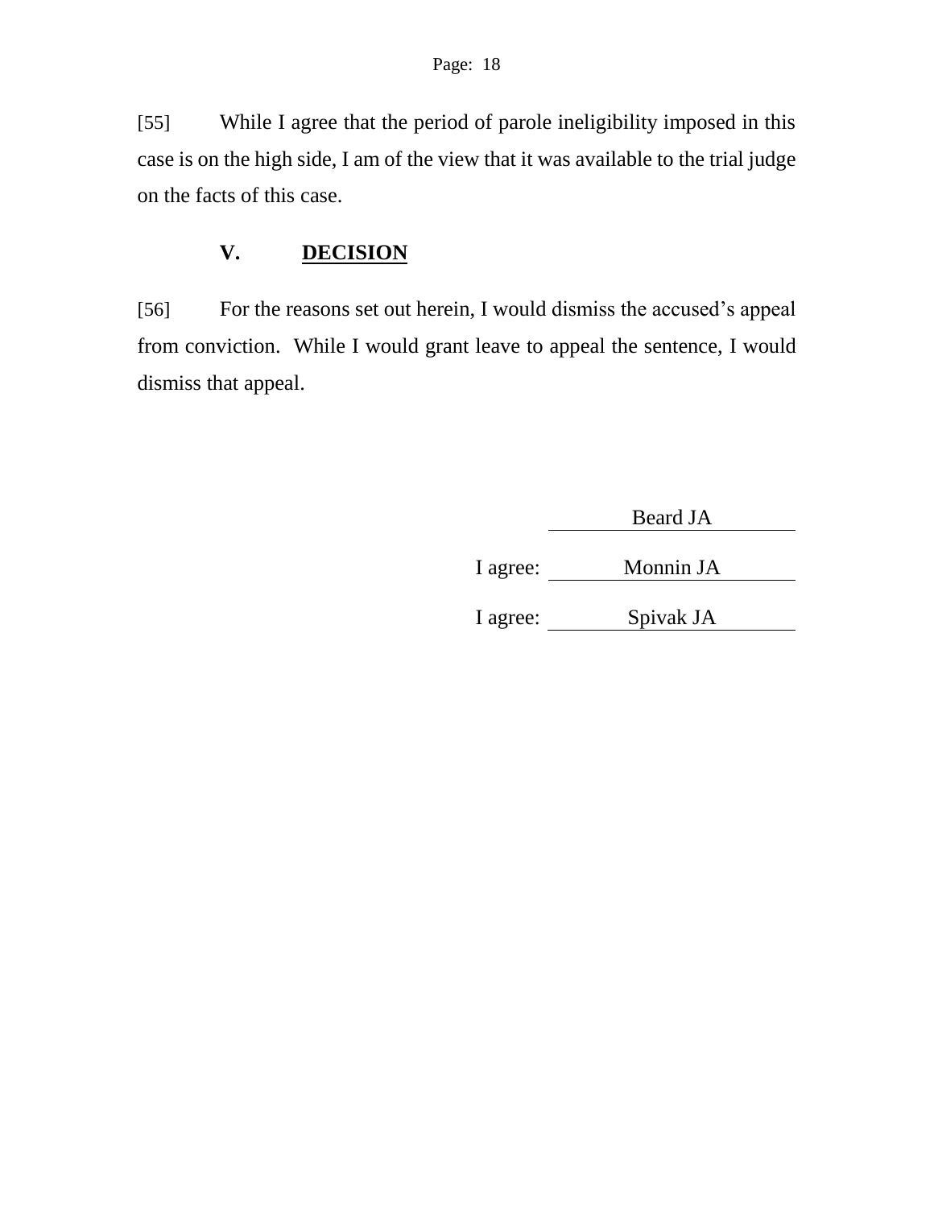[55] While I agree that the period of parole ineligibility imposed in this case is on the high side, I am of the view that it was available to the trial judge on the facts of this case.

## V. <u>DECISION</u>

[56] For the reasons set out herein, I would dismiss the accused's appeal from conviction. While I would grant leave to appeal the sentence, I would dismiss that appeal.

Beard JA

I agree: Monnin JA

I agree: Spivak JA